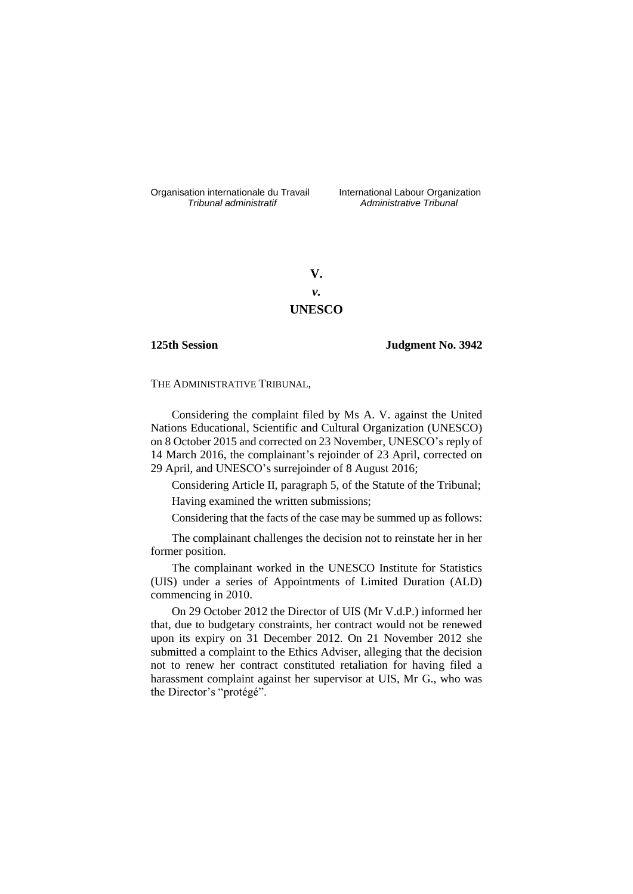Organisation internationale du Travail
*Tribunal administratif*

International Labour Organization
*Administrative Tribunal*

**V.**

***v.***

**UNESCO**

**125th Session** **Judgment No. 3942**

THE ADMINISTRATIVE TRIBUNAL,

Considering the complaint filed by Ms A. V. against the United Nations Educational, Scientific and Cultural Organization (UNESCO) on 8 October 2015 and corrected on 23 November, UNESCO's reply of 14 March 2016, the complainant's rejoinder of 23 April, corrected on 29 April, and UNESCO's surrejoinder of 8 August 2016;

Considering Article II, paragraph 5, of the Statute of the Tribunal;

Having examined the written submissions;

Considering that the facts of the case may be summed up as follows:

The complainant challenges the decision not to reinstate her in her former position.

The complainant worked in the UNESCO Institute for Statistics (UIS) under a series of Appointments of Limited Duration (ALD) commencing in 2010.

On 29 October 2012 the Director of UIS (Mr V.d.P.) informed her that, due to budgetary constraints, her contract would not be renewed upon its expiry on 31 December 2012. On 21 November 2012 she submitted a complaint to the Ethics Adviser, alleging that the decision not to renew her contract constituted retaliation for having filed a harassment complaint against her supervisor at UIS, Mr G., who was the Director's "protégé".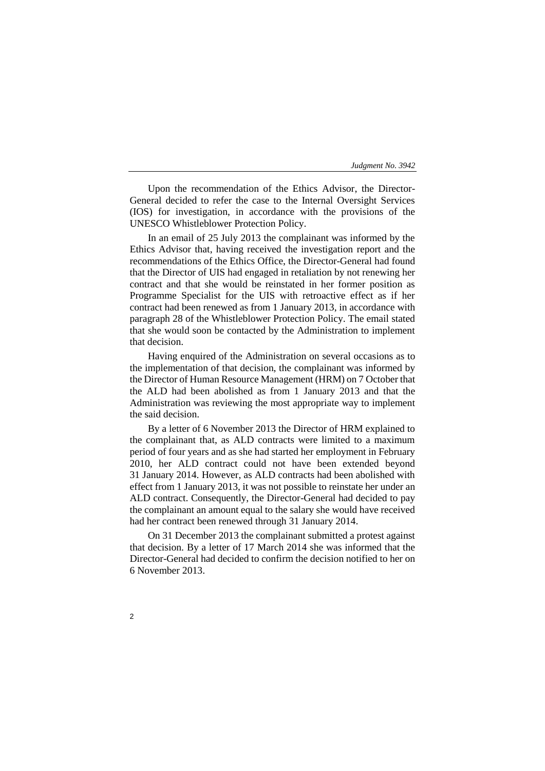Upon the recommendation of the Ethics Advisor, the Director-General decided to refer the case to the Internal Oversight Services (IOS) for investigation, in accordance with the provisions of the UNESCO Whistleblower Protection Policy.

In an email of 25 July 2013 the complainant was informed by the Ethics Advisor that, having received the investigation report and the recommendations of the Ethics Office, the Director-General had found that the Director of UIS had engaged in retaliation by not renewing her contract and that she would be reinstated in her former position as Programme Specialist for the UIS with retroactive effect as if her contract had been renewed as from 1 January 2013, in accordance with paragraph 28 of the Whistleblower Protection Policy. The email stated that she would soon be contacted by the Administration to implement that decision.

Having enquired of the Administration on several occasions as to the implementation of that decision, the complainant was informed by the Director of Human Resource Management (HRM) on 7 October that the ALD had been abolished as from 1 January 2013 and that the Administration was reviewing the most appropriate way to implement the said decision.

By a letter of 6 November 2013 the Director of HRM explained to the complainant that, as ALD contracts were limited to a maximum period of four years and as she had started her employment in February 2010, her ALD contract could not have been extended beyond 31 January 2014. However, as ALD contracts had been abolished with effect from 1 January 2013, it was not possible to reinstate her under an ALD contract. Consequently, the Director-General had decided to pay the complainant an amount equal to the salary she would have received had her contract been renewed through 31 January 2014.

On 31 December 2013 the complainant submitted a protest against that decision. By a letter of 17 March 2014 she was informed that the Director-General had decided to confirm the decision notified to her on 6 November 2013.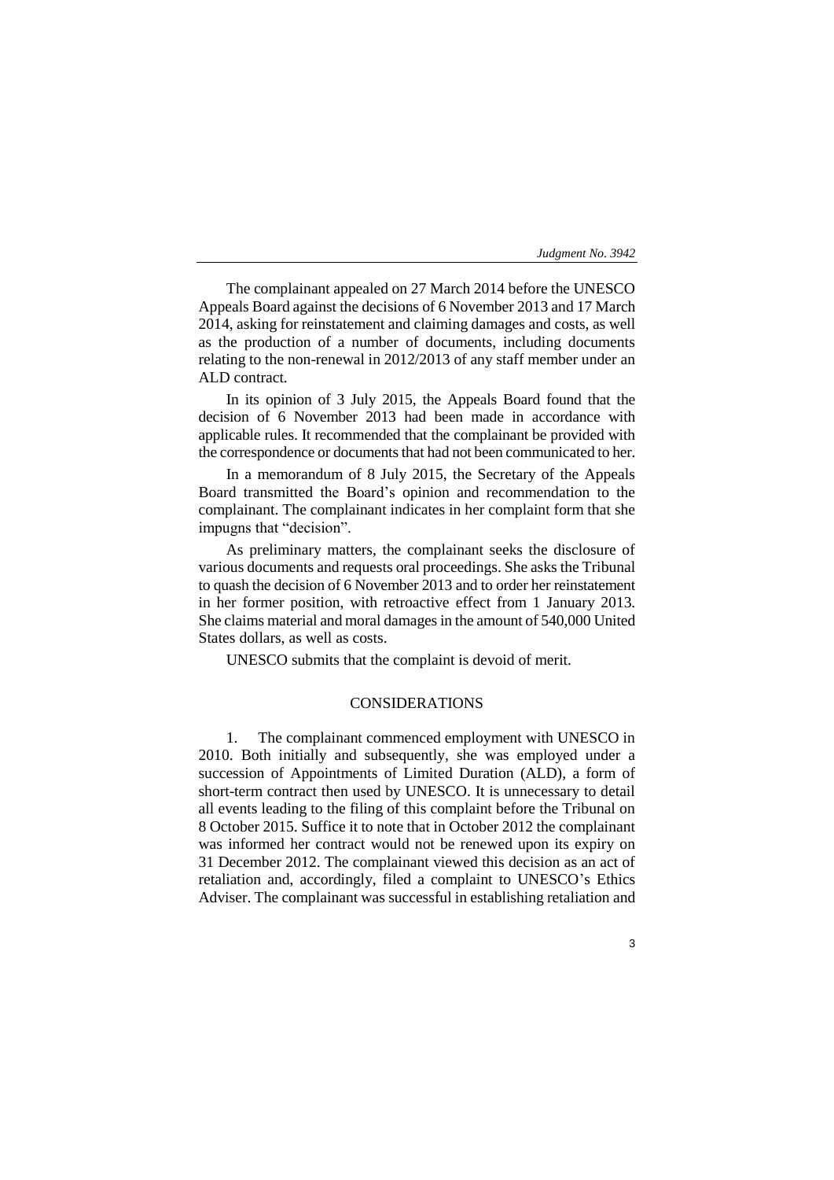The complainant appealed on 27 March 2014 before the UNESCO Appeals Board against the decisions of 6 November 2013 and 17 March 2014, asking for reinstatement and claiming damages and costs, as well as the production of a number of documents, including documents relating to the non-renewal in 2012/2013 of any staff member under an ALD contract.

In its opinion of 3 July 2015, the Appeals Board found that the decision of 6 November 2013 had been made in accordance with applicable rules. It recommended that the complainant be provided with the correspondence or documents that had not been communicated to her.

In a memorandum of 8 July 2015, the Secretary of the Appeals Board transmitted the Board's opinion and recommendation to the complainant. The complainant indicates in her complaint form that she impugns that "decision".

As preliminary matters, the complainant seeks the disclosure of various documents and requests oral proceedings. She asks the Tribunal to quash the decision of 6 November 2013 and to order her reinstatement in her former position, with retroactive effect from 1 January 2013. She claims material and moral damages in the amount of 540,000 United States dollars, as well as costs.

UNESCO submits that the complaint is devoid of merit.

## CONSIDERATIONS

1. The complainant commenced employment with UNESCO in 2010. Both initially and subsequently, she was employed under a succession of Appointments of Limited Duration (ALD), a form of short-term contract then used by UNESCO. It is unnecessary to detail all events leading to the filing of this complaint before the Tribunal on 8 October 2015. Suffice it to note that in October 2012 the complainant was informed her contract would not be renewed upon its expiry on 31 December 2012. The complainant viewed this decision as an act of retaliation and, accordingly, filed a complaint to UNESCO's Ethics Adviser. The complainant was successful in establishing retaliation and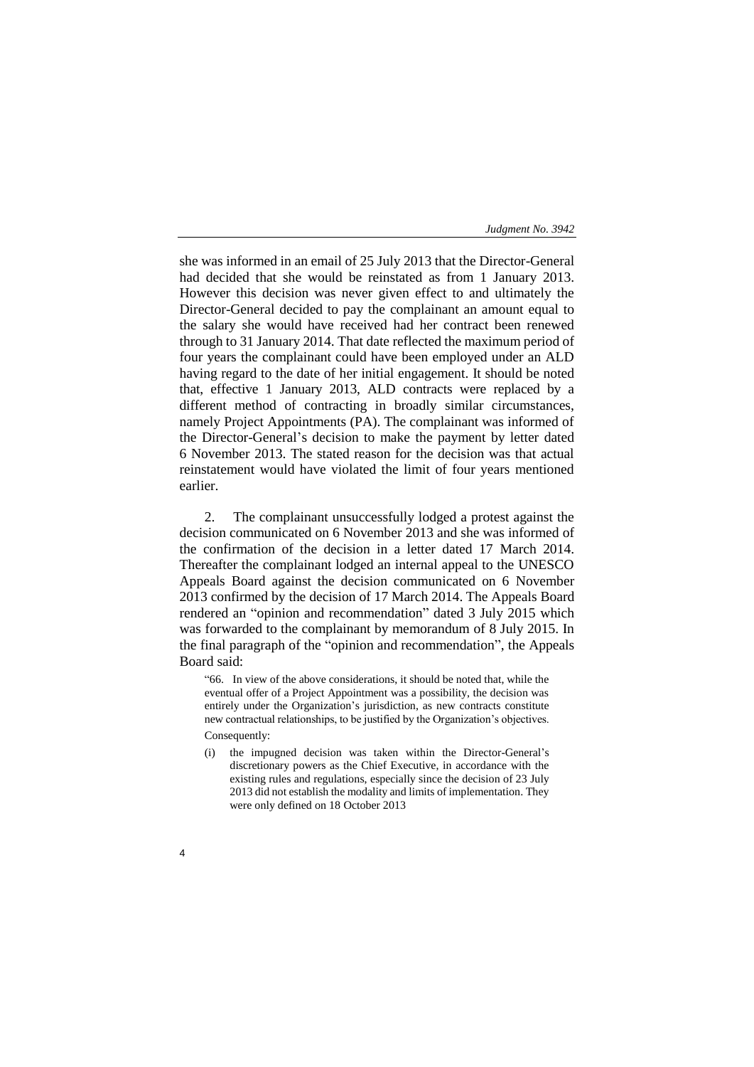she was informed in an email of 25 July 2013 that the Director-General had decided that she would be reinstated as from 1 January 2013. However this decision was never given effect to and ultimately the Director-General decided to pay the complainant an amount equal to the salary she would have received had her contract been renewed through to 31 January 2014. That date reflected the maximum period of four years the complainant could have been employed under an ALD having regard to the date of her initial engagement. It should be noted that, effective 1 January 2013, ALD contracts were replaced by a different method of contracting in broadly similar circumstances, namely Project Appointments (PA). The complainant was informed of the Director-General's decision to make the payment by letter dated 6 November 2013. The stated reason for the decision was that actual reinstatement would have violated the limit of four years mentioned earlier.

2. The complainant unsuccessfully lodged a protest against the decision communicated on 6 November 2013 and she was informed of the confirmation of the decision in a letter dated 17 March 2014. Thereafter the complainant lodged an internal appeal to the UNESCO Appeals Board against the decision communicated on 6 November 2013 confirmed by the decision of 17 March 2014. The Appeals Board rendered an "opinion and recommendation" dated 3 July 2015 which was forwarded to the complainant by memorandum of 8 July 2015. In the final paragraph of the "opinion and recommendation", the Appeals Board said:

> "66. In view of the above considerations, it should be noted that, while the eventual offer of a Project Appointment was a possibility, the decision was entirely under the Organization's jurisdiction, as new contracts constitute new contractual relationships, to be justified by the Organization's objectives.
>
> Consequently:
>
> (i) the impugned decision was taken within the Director-General's discretionary powers as the Chief Executive, in accordance with the existing rules and regulations, especially since the decision of 23 July 2013 did not establish the modality and limits of implementation. They were only defined on 18 October 2013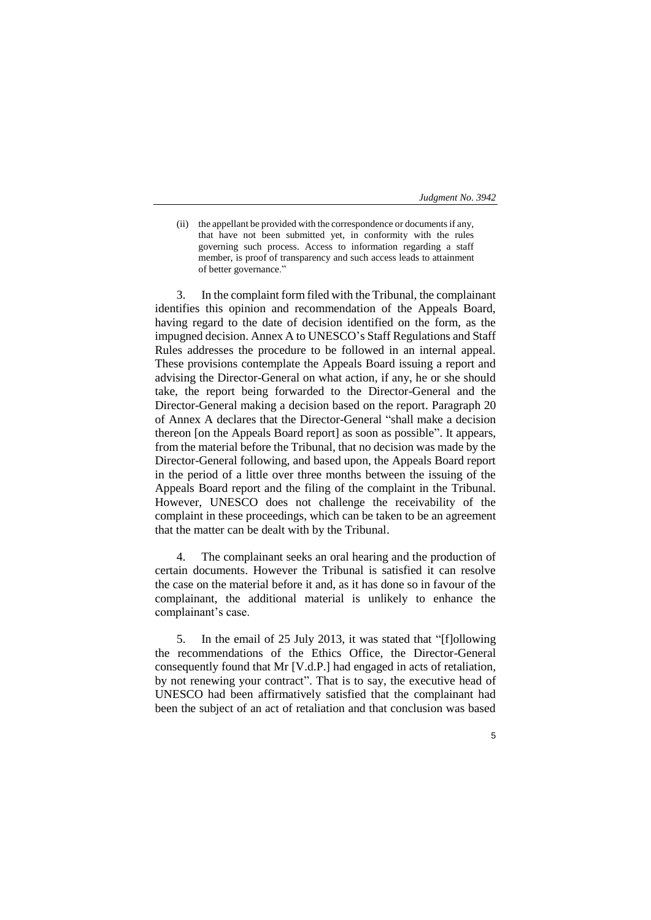(ii) the appellant be provided with the correspondence or documents if any, that have not been submitted yet, in conformity with the rules governing such process. Access to information regarding a staff member, is proof of transparency and such access leads to attainment of better governance."

3. In the complaint form filed with the Tribunal, the complainant identifies this opinion and recommendation of the Appeals Board, having regard to the date of decision identified on the form, as the impugned decision. Annex A to UNESCO's Staff Regulations and Staff Rules addresses the procedure to be followed in an internal appeal. These provisions contemplate the Appeals Board issuing a report and advising the Director-General on what action, if any, he or she should take, the report being forwarded to the Director-General and the Director-General making a decision based on the report. Paragraph 20 of Annex A declares that the Director-General "shall make a decision thereon [on the Appeals Board report] as soon as possible". It appears, from the material before the Tribunal, that no decision was made by the Director-General following, and based upon, the Appeals Board report in the period of a little over three months between the issuing of the Appeals Board report and the filing of the complaint in the Tribunal. However, UNESCO does not challenge the receivability of the complaint in these proceedings, which can be taken to be an agreement that the matter can be dealt with by the Tribunal.

4. The complainant seeks an oral hearing and the production of certain documents. However the Tribunal is satisfied it can resolve the case on the material before it and, as it has done so in favour of the complainant, the additional material is unlikely to enhance the complainant's case.

5. In the email of 25 July 2013, it was stated that "[f]ollowing the recommendations of the Ethics Office, the Director-General consequently found that Mr [V.d.P.] had engaged in acts of retaliation, by not renewing your contract". That is to say, the executive head of UNESCO had been affirmatively satisfied that the complainant had been the subject of an act of retaliation and that conclusion was based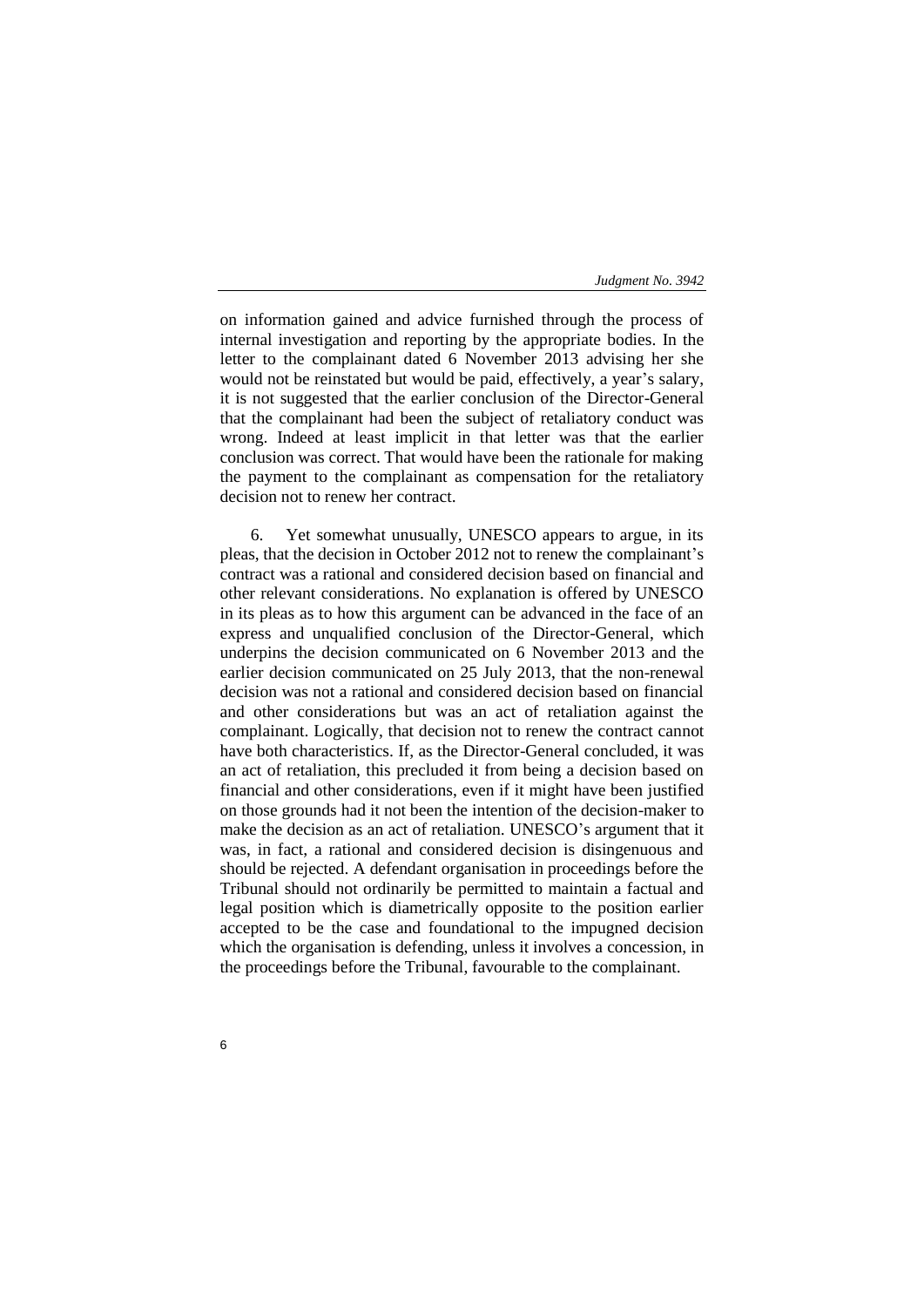on information gained and advice furnished through the process of internal investigation and reporting by the appropriate bodies. In the letter to the complainant dated 6 November 2013 advising her she would not be reinstated but would be paid, effectively, a year's salary, it is not suggested that the earlier conclusion of the Director-General that the complainant had been the subject of retaliatory conduct was wrong. Indeed at least implicit in that letter was that the earlier conclusion was correct. That would have been the rationale for making the payment to the complainant as compensation for the retaliatory decision not to renew her contract.

6. Yet somewhat unusually, UNESCO appears to argue, in its pleas, that the decision in October 2012 not to renew the complainant's contract was a rational and considered decision based on financial and other relevant considerations. No explanation is offered by UNESCO in its pleas as to how this argument can be advanced in the face of an express and unqualified conclusion of the Director-General, which underpins the decision communicated on 6 November 2013 and the earlier decision communicated on 25 July 2013, that the non-renewal decision was not a rational and considered decision based on financial and other considerations but was an act of retaliation against the complainant. Logically, that decision not to renew the contract cannot have both characteristics. If, as the Director-General concluded, it was an act of retaliation, this precluded it from being a decision based on financial and other considerations, even if it might have been justified on those grounds had it not been the intention of the decision-maker to make the decision as an act of retaliation. UNESCO's argument that it was, in fact, a rational and considered decision is disingenuous and should be rejected. A defendant organisation in proceedings before the Tribunal should not ordinarily be permitted to maintain a factual and legal position which is diametrically opposite to the position earlier accepted to be the case and foundational to the impugned decision which the organisation is defending, unless it involves a concession, in the proceedings before the Tribunal, favourable to the complainant.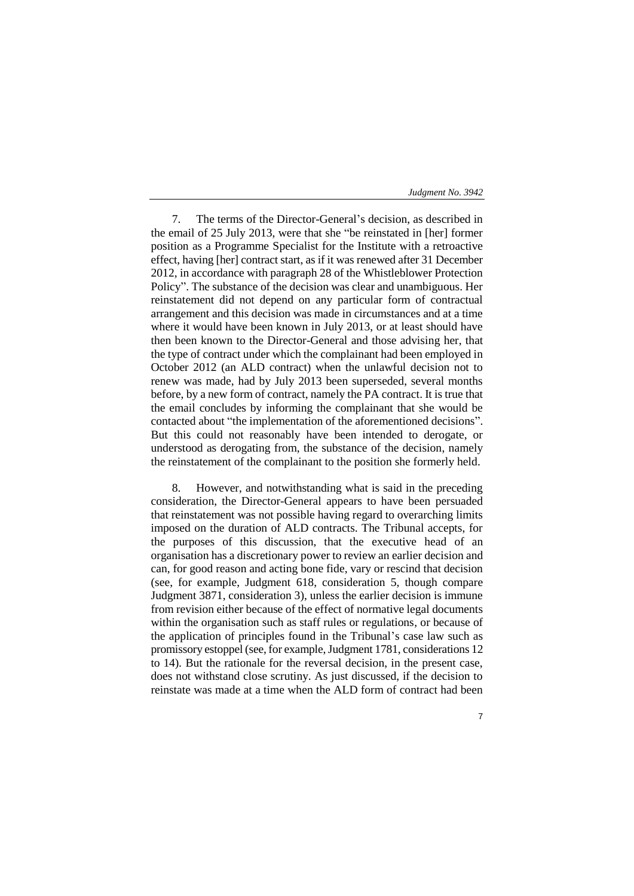7. The terms of the Director-General's decision, as described in the email of 25 July 2013, were that she "be reinstated in [her] former position as a Programme Specialist for the Institute with a retroactive effect, having [her] contract start, as if it was renewed after 31 December 2012, in accordance with paragraph 28 of the Whistleblower Protection Policy". The substance of the decision was clear and unambiguous. Her reinstatement did not depend on any particular form of contractual arrangement and this decision was made in circumstances and at a time where it would have been known in July 2013, or at least should have then been known to the Director-General and those advising her, that the type of contract under which the complainant had been employed in October 2012 (an ALD contract) when the unlawful decision not to renew was made, had by July 2013 been superseded, several months before, by a new form of contract, namely the PA contract. It is true that the email concludes by informing the complainant that she would be contacted about "the implementation of the aforementioned decisions". But this could not reasonably have been intended to derogate, or understood as derogating from, the substance of the decision, namely the reinstatement of the complainant to the position she formerly held.

8. However, and notwithstanding what is said in the preceding consideration, the Director-General appears to have been persuaded that reinstatement was not possible having regard to overarching limits imposed on the duration of ALD contracts. The Tribunal accepts, for the purposes of this discussion, that the executive head of an organisation has a discretionary power to review an earlier decision and can, for good reason and acting bone fide, vary or rescind that decision (see, for example, Judgment 618, consideration 5, though compare Judgment 3871, consideration 3), unless the earlier decision is immune from revision either because of the effect of normative legal documents within the organisation such as staff rules or regulations, or because of the application of principles found in the Tribunal's case law such as promissory estoppel (see, for example, Judgment 1781, considerations 12 to 14). But the rationale for the reversal decision, in the present case, does not withstand close scrutiny. As just discussed, if the decision to reinstate was made at a time when the ALD form of contract had been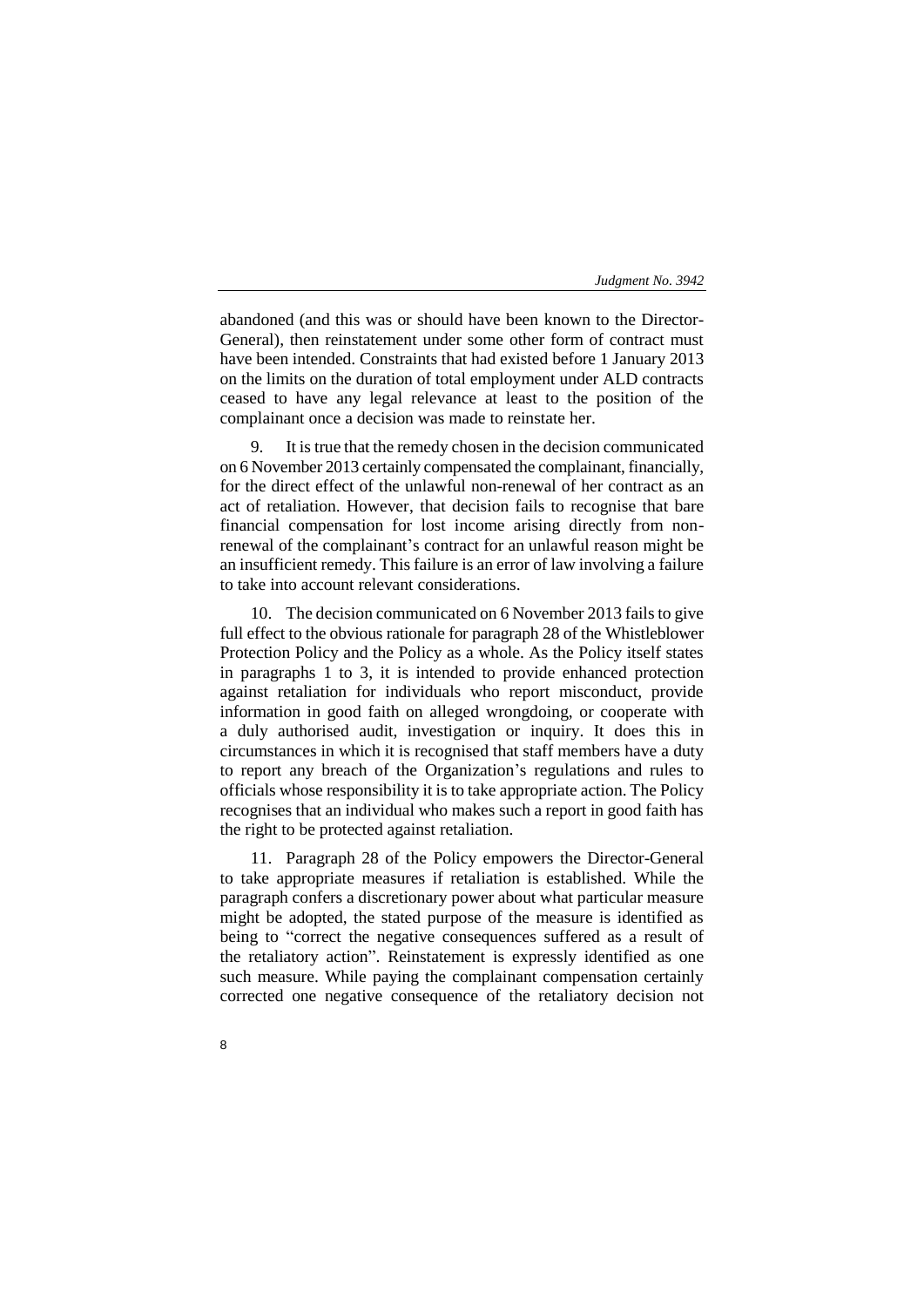abandoned (and this was or should have been known to the Director-General), then reinstatement under some other form of contract must have been intended. Constraints that had existed before 1 January 2013 on the limits on the duration of total employment under ALD contracts ceased to have any legal relevance at least to the position of the complainant once a decision was made to reinstate her.

9. It is true that the remedy chosen in the decision communicated on 6 November 2013 certainly compensated the complainant, financially, for the direct effect of the unlawful non-renewal of her contract as an act of retaliation. However, that decision fails to recognise that bare financial compensation for lost income arising directly from non-renewal of the complainant's contract for an unlawful reason might be an insufficient remedy. This failure is an error of law involving a failure to take into account relevant considerations.

10. The decision communicated on 6 November 2013 fails to give full effect to the obvious rationale for paragraph 28 of the Whistleblower Protection Policy and the Policy as a whole. As the Policy itself states in paragraphs 1 to 3, it is intended to provide enhanced protection against retaliation for individuals who report misconduct, provide information in good faith on alleged wrongdoing, or cooperate with a duly authorised audit, investigation or inquiry. It does this in circumstances in which it is recognised that staff members have a duty to report any breach of the Organization's regulations and rules to officials whose responsibility it is to take appropriate action. The Policy recognises that an individual who makes such a report in good faith has the right to be protected against retaliation.

11. Paragraph 28 of the Policy empowers the Director-General to take appropriate measures if retaliation is established. While the paragraph confers a discretionary power about what particular measure might be adopted, the stated purpose of the measure is identified as being to "correct the negative consequences suffered as a result of the retaliatory action". Reinstatement is expressly identified as one such measure. While paying the complainant compensation certainly corrected one negative consequence of the retaliatory decision not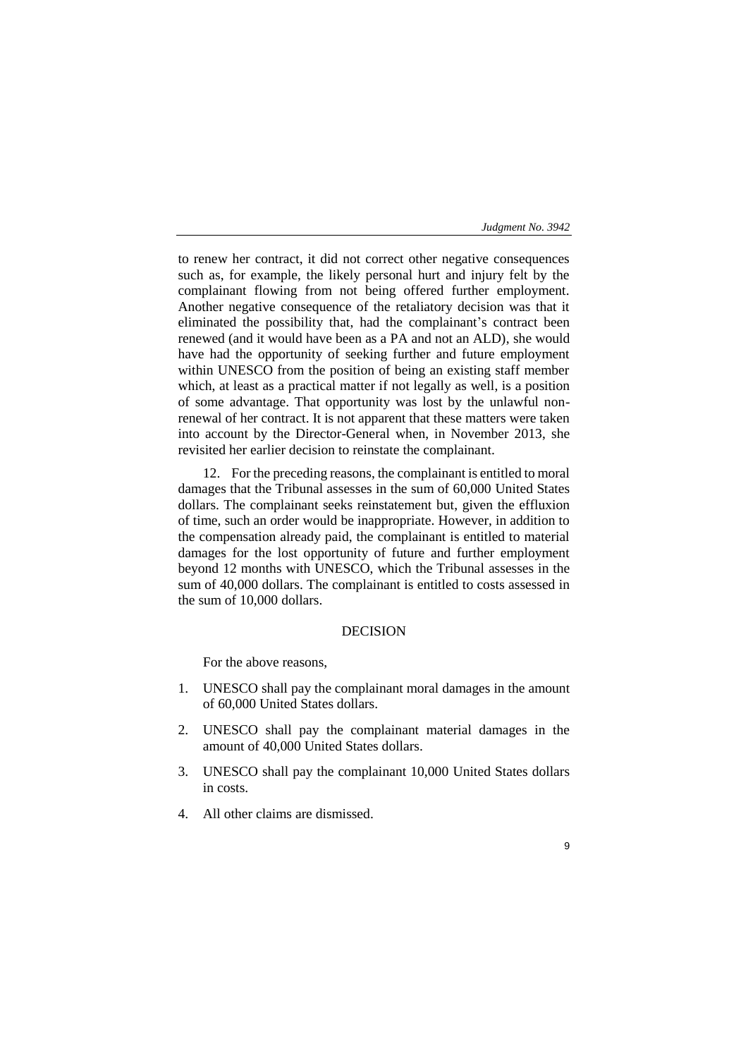to renew her contract, it did not correct other negative consequences such as, for example, the likely personal hurt and injury felt by the complainant flowing from not being offered further employment. Another negative consequence of the retaliatory decision was that it eliminated the possibility that, had the complainant's contract been renewed (and it would have been as a PA and not an ALD), she would have had the opportunity of seeking further and future employment within UNESCO from the position of being an existing staff member which, at least as a practical matter if not legally as well, is a position of some advantage. That opportunity was lost by the unlawful non-renewal of her contract. It is not apparent that these matters were taken into account by the Director-General when, in November 2013, she revisited her earlier decision to reinstate the complainant.

12. For the preceding reasons, the complainant is entitled to moral damages that the Tribunal assesses in the sum of 60,000 United States dollars. The complainant seeks reinstatement but, given the effluxion of time, such an order would be inappropriate. However, in addition to the compensation already paid, the complainant is entitled to material damages for the lost opportunity of future and further employment beyond 12 months with UNESCO, which the Tribunal assesses in the sum of 40,000 dollars. The complainant is entitled to costs assessed in the sum of 10,000 dollars.

## DECISION

For the above reasons,

1. UNESCO shall pay the complainant moral damages in the amount of 60,000 United States dollars.
2. UNESCO shall pay the complainant material damages in the amount of 40,000 United States dollars.
3. UNESCO shall pay the complainant 10,000 United States dollars in costs.
4. All other claims are dismissed.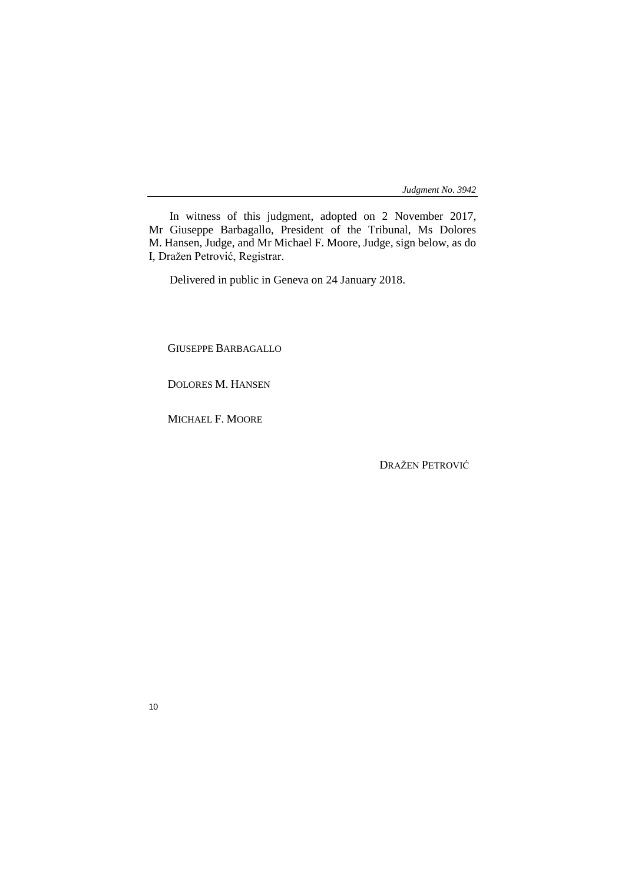In witness of this judgment, adopted on 2 November 2017, Mr Giuseppe Barbagallo, President of the Tribunal, Ms Dolores M. Hansen, Judge, and Mr Michael F. Moore, Judge, sign below, as do I, Dražen Petrović, Registrar.

Delivered in public in Geneva on 24 January 2018.

GIUSEPPE BARBAGALLO

DOLORES M. HANSEN

MICHAEL F. MOORE

DRAŽEN PETROVIĆ